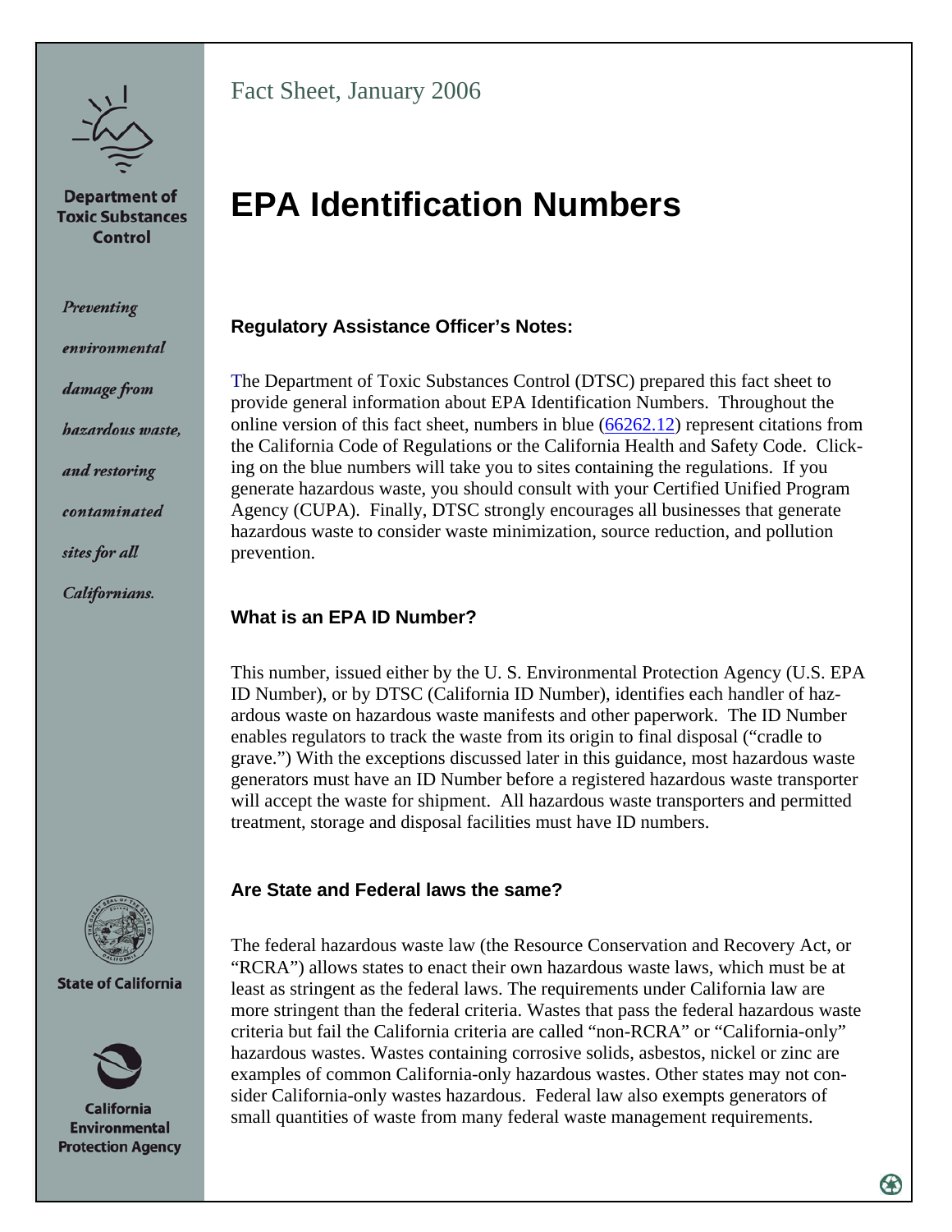Department of Toxic Substances Control

*Preventing environmental damage from hazardous waste, and restoring contaminated sites for all Californians.*

State of California

California Environmental Protection Agency

Fact Sheet, January 2006

# EPA Identification Numbers

### Regulatory Assistance Officer's Notes:

The Department of Toxic Substances Control (DTSC) prepared this fact sheet to provide general information about EPA Identification Numbers. Throughout the online version of this fact sheet, numbers in blue (66262.12) represent citations from the California Code of Regulations or the California Health and Safety Code. Clicking on the blue numbers will take you to sites containing the regulations. If you generate hazardous waste, you should consult with your Certified Unified Program Agency (CUPA). Finally, DTSC strongly encourages all businesses that generate hazardous waste to consider waste minimization, source reduction, and pollution prevention.

### What is an EPA ID Number?

This number, issued either by the U. S. Environmental Protection Agency (U.S. EPA ID Number), or by DTSC (California ID Number), identifies each handler of hazardous waste on hazardous waste manifests and other paperwork. The ID Number enables regulators to track the waste from its origin to final disposal ("cradle to grave.") With the exceptions discussed later in this guidance, most hazardous waste generators must have an ID Number before a registered hazardous waste transporter will accept the waste for shipment. All hazardous waste transporters and permitted treatment, storage and disposal facilities must have ID numbers.

### Are State and Federal laws the same?

The federal hazardous waste law (the Resource Conservation and Recovery Act, or "RCRA") allows states to enact their own hazardous waste laws, which must be at least as stringent as the federal laws. The requirements under California law are more stringent than the federal criteria. Wastes that pass the federal hazardous waste criteria but fail the California criteria are called "non-RCRA" or "California-only" hazardous wastes. Wastes containing corrosive solids, asbestos, nickel or zinc are examples of common California-only hazardous wastes. Other states may not consider California-only wastes hazardous. Federal law also exempts generators of small quantities of waste from many federal waste management requirements.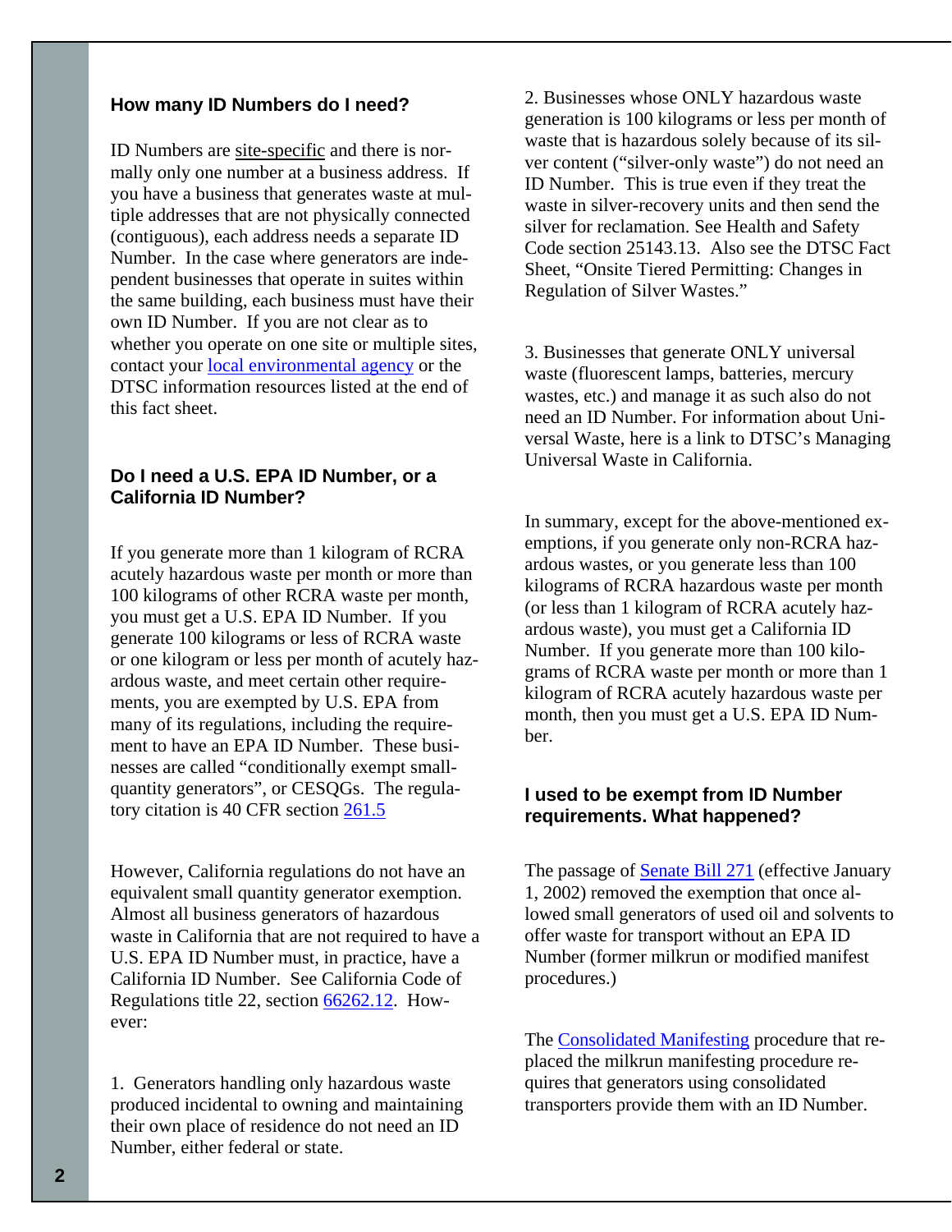### How many ID Numbers do I need?

ID Numbers are site-specific and there is normally only one number at a business address. If you have a business that generates waste at multiple addresses that are not physically connected (contiguous), each address needs a separate ID Number. In the case where generators are independent businesses that operate in suites within the same building, each business must have their own ID Number. If you are not clear as to whether you operate on one site or multiple sites, contact your local environmental agency or the DTSC information resources listed at the end of this fact sheet.

### Do I need a U.S. EPA ID Number, or a California ID Number?

If you generate more than 1 kilogram of RCRA acutely hazardous waste per month or more than 100 kilograms of other RCRA waste per month, you must get a U.S. EPA ID Number. If you generate 100 kilograms or less of RCRA waste or one kilogram or less per month of acutely hazardous waste, and meet certain other requirements, you are exempted by U.S. EPA from many of its regulations, including the requirement to have an EPA ID Number. These businesses are called "conditionally exempt small-quantity generators", or CESQGs. The regulatory citation is 40 CFR section 261.5

However, California regulations do not have an equivalent small quantity generator exemption. Almost all business generators of hazardous waste in California that are not required to have a U.S. EPA ID Number must, in practice, have a California ID Number. See California Code of Regulations title 22, section 66262.12. However:

1. Generators handling only hazardous waste produced incidental to owning and maintaining their own place of residence do not need an ID Number, either federal or state.

2. Businesses whose ONLY hazardous waste generation is 100 kilograms or less per month of waste that is hazardous solely because of its silver content ("silver-only waste") do not need an ID Number. This is true even if they treat the waste in silver-recovery units and then send the silver for reclamation. See Health and Safety Code section 25143.13. Also see the DTSC Fact Sheet, "Onsite Tiered Permitting: Changes in Regulation of Silver Wastes."

3. Businesses that generate ONLY universal waste (fluorescent lamps, batteries, mercury wastes, etc.) and manage it as such also do not need an ID Number. For information about Universal Waste, here is a link to DTSC's Managing Universal Waste in California.

In summary, except for the above-mentioned exemptions, if you generate only non-RCRA hazardous wastes, or you generate less than 100 kilograms of RCRA hazardous waste per month (or less than 1 kilogram of RCRA acutely hazardous waste), you must get a California ID Number. If you generate more than 100 kilograms of RCRA waste per month or more than 1 kilogram of RCRA acutely hazardous waste per month, then you must get a U.S. EPA ID Number.

### I used to be exempt from ID Number requirements. What happened?

The passage of Senate Bill 271 (effective January 1, 2002) removed the exemption that once allowed small generators of used oil and solvents to offer waste for transport without an EPA ID Number (former milkrun or modified manifest procedures.)

The Consolidated Manifesting procedure that replaced the milkrun manifesting procedure requires that generators using consolidated transporters provide them with an ID Number.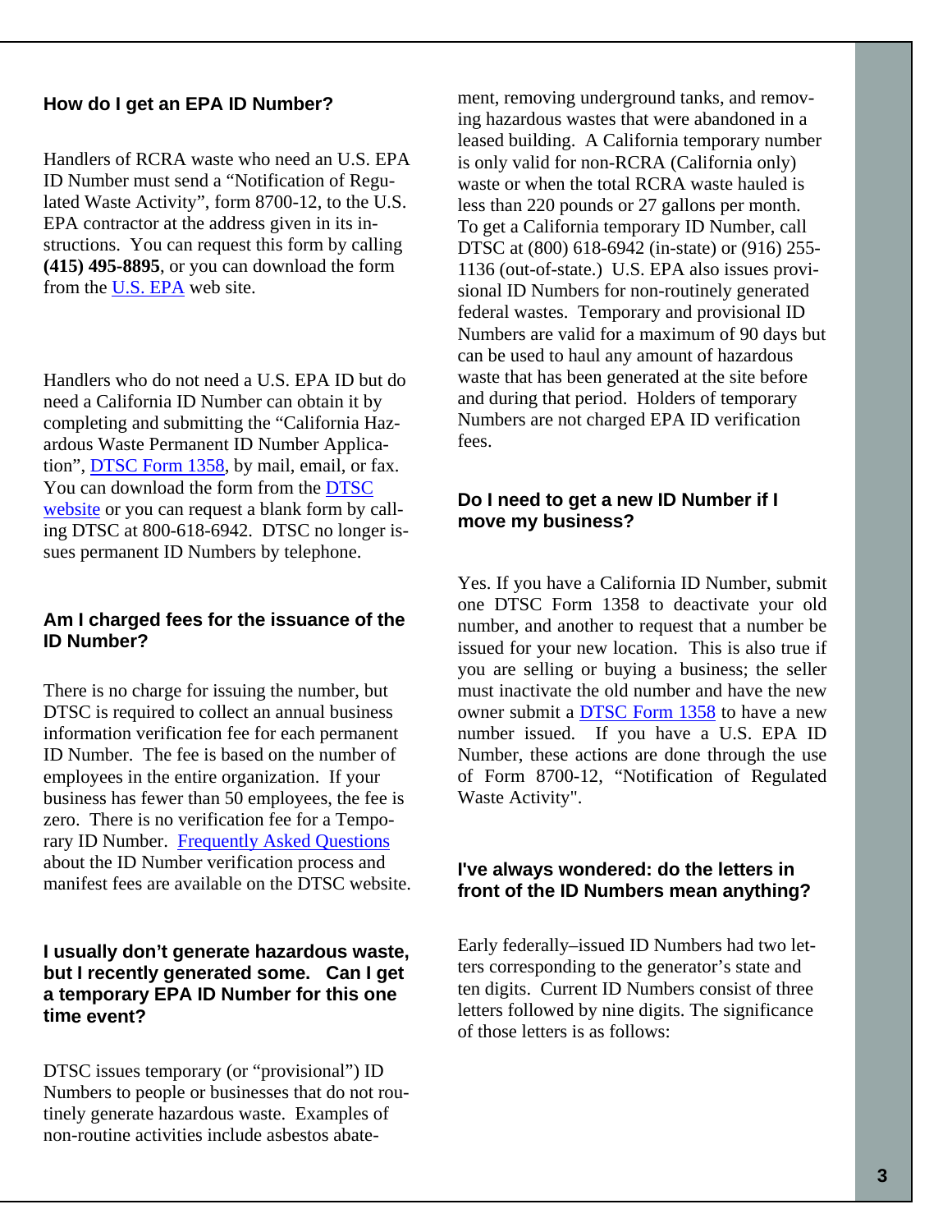## How do I get an EPA ID Number?

Handlers of RCRA waste who need an U.S. EPA ID Number must send a "Notification of Regulated Waste Activity", form 8700-12, to the U.S. EPA contractor at the address given in its instructions. You can request this form by calling **(415) 495-8895**, or you can download the form from the U.S. EPA web site.

Handlers who do not need a U.S. EPA ID but do need a California ID Number can obtain it by completing and submitting the "California Hazardous Waste Permanent ID Number Application", DTSC Form 1358, by mail, email, or fax. You can download the form from the DTSC website or you can request a blank form by calling DTSC at 800-618-6942. DTSC no longer issues permanent ID Numbers by telephone.

## Am I charged fees for the issuance of the ID Number?

There is no charge for issuing the number, but DTSC is required to collect an annual business information verification fee for each permanent ID Number. The fee is based on the number of employees in the entire organization. If your business has fewer than 50 employees, the fee is zero. There is no verification fee for a Temporary ID Number. Frequently Asked Questions about the ID Number verification process and manifest fees are available on the DTSC website.

## I usually don't generate hazardous waste, but I recently generated some. Can I get a temporary EPA ID Number for this one time event?

DTSC issues temporary (or "provisional") ID Numbers to people or businesses that do not routinely generate hazardous waste. Examples of non-routine activities include asbestos abatement, removing underground tanks, and removing hazardous wastes that were abandoned in a leased building. A California temporary number is only valid for non-RCRA (California only) waste or when the total RCRA waste hauled is less than 220 pounds or 27 gallons per month. To get a California temporary ID Number, call DTSC at (800) 618-6942 (in-state) or (916) 255-1136 (out-of-state.) U.S. EPA also issues provisional ID Numbers for non-routinely generated federal wastes. Temporary and provisional ID Numbers are valid for a maximum of 90 days but can be used to haul any amount of hazardous waste that has been generated at the site before and during that period. Holders of temporary Numbers are not charged EPA ID verification fees.

## Do I need to get a new ID Number if I move my business?

Yes. If you have a California ID Number, submit one DTSC Form 1358 to deactivate your old number, and another to request that a number be issued for your new location. This is also true if you are selling or buying a business; the seller must inactivate the old number and have the new owner submit a DTSC Form 1358 to have a new number issued. If you have a U.S. EPA ID Number, these actions are done through the use of Form 8700-12, "Notification of Regulated Waste Activity".

## I've always wondered: do the letters in front of the ID Numbers mean anything?

Early federally–issued ID Numbers had two letters corresponding to the generator's state and ten digits. Current ID Numbers consist of three letters followed by nine digits. The significance of those letters is as follows: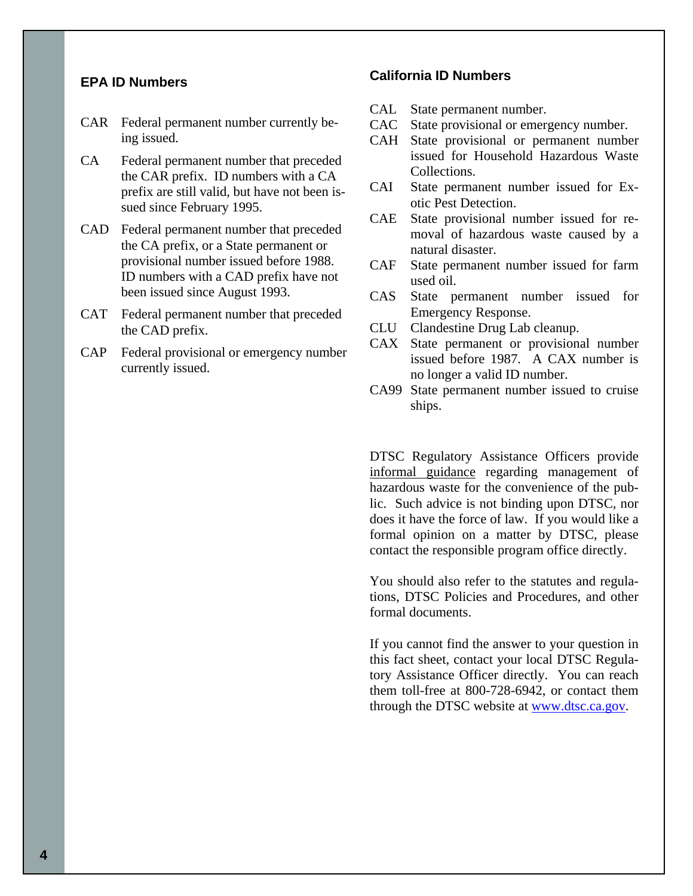## EPA ID Numbers

- **CAR** Federal permanent number currently being issued.
- **CA** Federal permanent number that preceded the CAR prefix. ID numbers with a CA prefix are still valid, but have not been issued since February 1995.
- **CAD** Federal permanent number that preceded the CA prefix, or a State permanent or provisional number issued before 1988. ID numbers with a CAD prefix have not been issued since August 1993.
- **CAT** Federal permanent number that preceded the CAD prefix.
- **CAP** Federal provisional or emergency number currently issued.

## California ID Numbers

- **CAL** State permanent number.
- **CAC** State provisional or emergency number.
- **CAH** State provisional or permanent number issued for Household Hazardous Waste Collections.
- **CAI** State permanent number issued for Exotic Pest Detection.
- **CAE** State provisional number issued for removal of hazardous waste caused by a natural disaster.
- **CAF** State permanent number issued for farm used oil.
- **CAS** State permanent number issued for Emergency Response.
- **CLU** Clandestine Drug Lab cleanup.
- **CAX** State permanent or provisional number issued before 1987. A CAX number is no longer a valid ID number.
- **CA99** State permanent number issued to cruise ships.

DTSC Regulatory Assistance Officers provide informal guidance regarding management of hazardous waste for the convenience of the public. Such advice is not binding upon DTSC, nor does it have the force of law. If you would like a formal opinion on a matter by DTSC, please contact the responsible program office directly.

You should also refer to the statutes and regulations, DTSC Policies and Procedures, and other formal documents.

If you cannot find the answer to your question in this fact sheet, contact your local DTSC Regulatory Assistance Officer directly. You can reach them toll-free at 800-728-6942, or contact them through the DTSC website at [www.dtsc.ca.gov](http://www.dtsc.ca.gov).